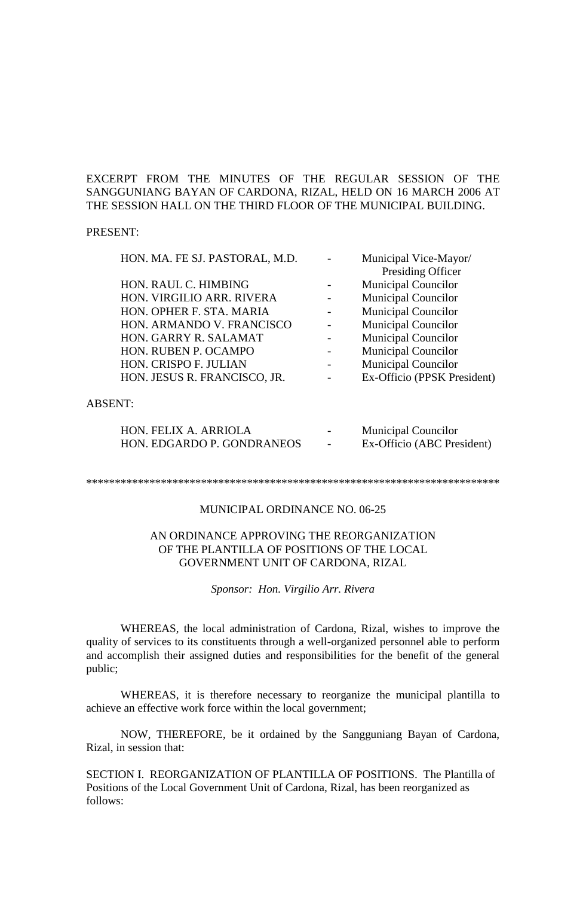EXCERPT FROM THE MINUTES OF THE REGULAR SESSION OF THE SANGGUNIANG BAYAN OF CARDONA, RIZAL, HELD ON 16 MARCH 2006 AT THE SESSION HALL ON THE THIRD FLOOR OF THE MUNICIPAL BUILDING.

PRESENT:

| | | |
|---|---|---|
| HON. MA. FE SJ. PASTORAL, M.D. | - | Municipal Vice-Mayor/ Presiding Officer |
| HON. RAUL C. HIMBING | - | Municipal Councilor |
| HON. VIRGILIO ARR. RIVERA | - | Municipal Councilor |
| HON. OPHER F. STA. MARIA | - | Municipal Councilor |
| HON. ARMANDO V. FRANCISCO | - | Municipal Councilor |
| HON. GARRY R. SALAMAT | - | Municipal Councilor |
| HON. RUBEN P. OCAMPO | - | Municipal Councilor |
| HON. CRISPO F. JULIAN | - | Municipal Councilor |
| HON. JESUS R. FRANCISCO, JR. | - | Ex-Officio (PPSK President) |

ABSENT:

| | | |
|---|---|---|
| HON. FELIX A. ARRIOLA | - | Municipal Councilor |
| HON. EDGARDO P. GONDRANEOS | - | Ex-Officio (ABC President) |

************************************************************************

MUNICIPAL ORDINANCE NO. 06-25

AN ORDINANCE APPROVING THE REORGANIZATION OF THE PLANTILLA OF POSITIONS OF THE LOCAL GOVERNMENT UNIT OF CARDONA, RIZAL

*Sponsor: Hon. Virgilio Arr. Rivera*

WHEREAS, the local administration of Cardona, Rizal, wishes to improve the quality of services to its constituents through a well-organized personnel able to perform and accomplish their assigned duties and responsibilities for the benefit of the general public;

WHEREAS, it is therefore necessary to reorganize the municipal plantilla to achieve an effective work force within the local government;

NOW, THEREFORE, be it ordained by the Sangguniang Bayan of Cardona, Rizal, in session that:

SECTION I. REORGANIZATION OF PLANTILLA OF POSITIONS. The Plantilla of Positions of the Local Government Unit of Cardona, Rizal, has been reorganized as follows: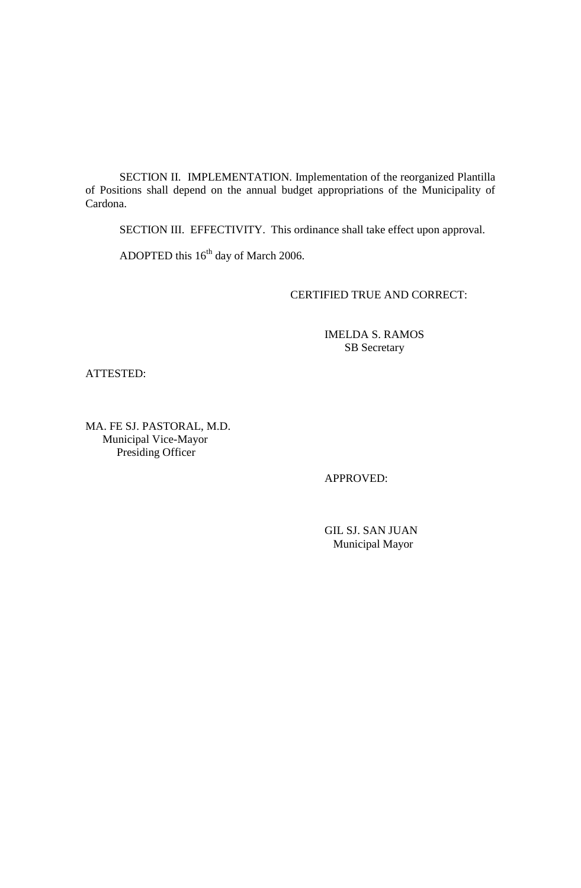SECTION II. IMPLEMENTATION. Implementation of the reorganized Plantilla of Positions shall depend on the annual budget appropriations of the Municipality of Cardona.

SECTION III. EFFECTIVITY. This ordinance shall take effect upon approval.

ADOPTED this 16th day of March 2006.

CERTIFIED TRUE AND CORRECT:

IMELDA S. RAMOS
SB Secretary

ATTESTED:

MA. FE SJ. PASTORAL, M.D.
Municipal Vice-Mayor
Presiding Officer

APPROVED:

GIL SJ. SAN JUAN
Municipal Mayor